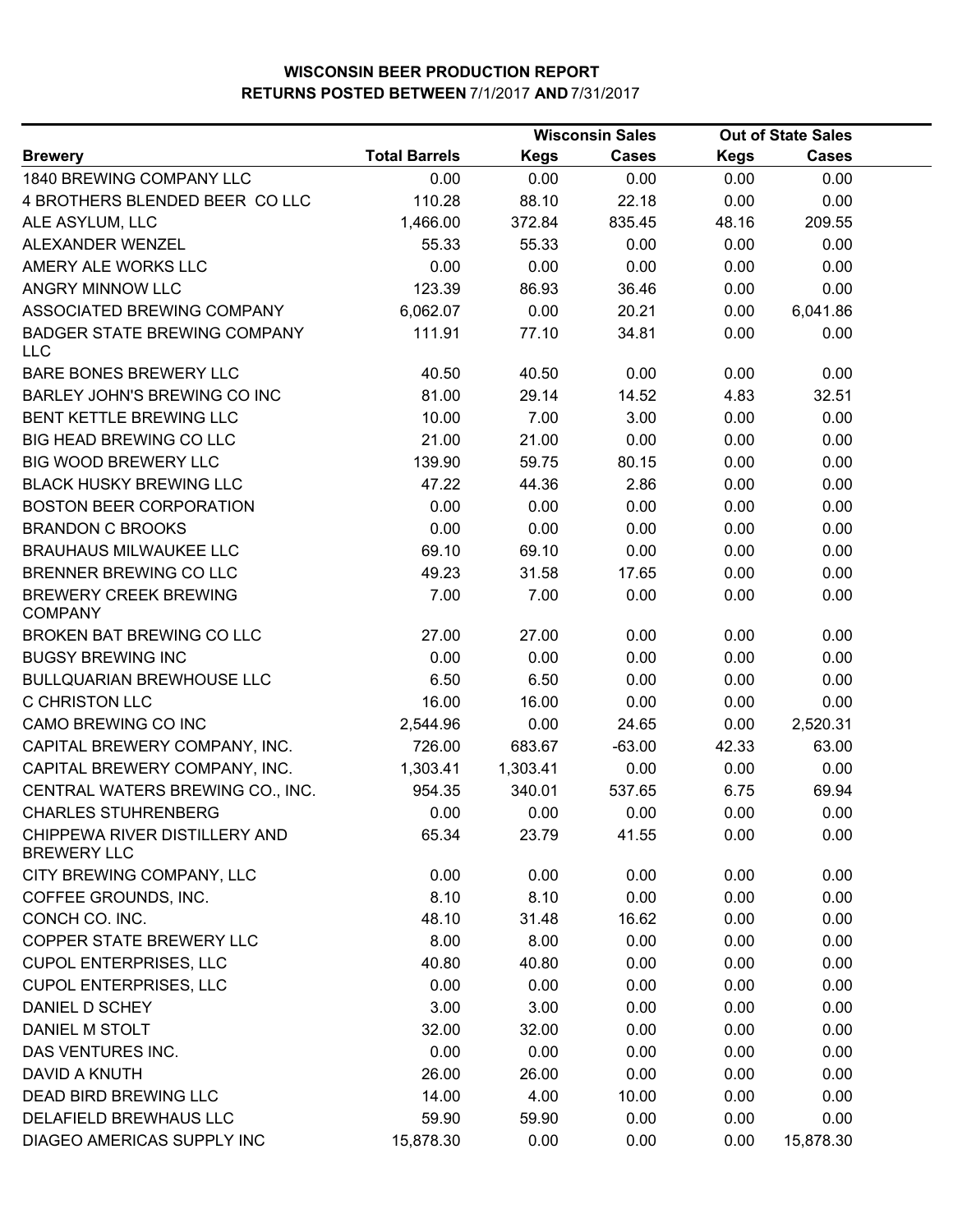# WISCONSIN BEER PRODUCTION REPORT
## RETURNS POSTED BETWEEN 7/1/2017 AND 7/31/2017

| | | Wisconsin Sales | | Out of State Sales | |
|---|---|---|---|---|---|
| Brewery | Total Barrels | Kegs | Cases | Kegs | Cases |
| 1840 BREWING COMPANY LLC | 0.00 | 0.00 | 0.00 | 0.00 | 0.00 |
| 4 BROTHERS BLENDED BEER CO LLC | 110.28 | 88.10 | 22.18 | 0.00 | 0.00 |
| ALE ASYLUM, LLC | 1,466.00 | 372.84 | 835.45 | 48.16 | 209.55 |
| ALEXANDER WENZEL | 55.33 | 55.33 | 0.00 | 0.00 | 0.00 |
| AMERY ALE WORKS LLC | 0.00 | 0.00 | 0.00 | 0.00 | 0.00 |
| ANGRY MINNOW LLC | 123.39 | 86.93 | 36.46 | 0.00 | 0.00 |
| ASSOCIATED BREWING COMPANY | 6,062.07 | 0.00 | 20.21 | 0.00 | 6,041.86 |
| BADGER STATE BREWING COMPANY LLC | 111.91 | 77.10 | 34.81 | 0.00 | 0.00 |
| BARE BONES BREWERY LLC | 40.50 | 40.50 | 0.00 | 0.00 | 0.00 |
| BARLEY JOHN'S BREWING CO INC | 81.00 | 29.14 | 14.52 | 4.83 | 32.51 |
| BENT KETTLE BREWING LLC | 10.00 | 7.00 | 3.00 | 0.00 | 0.00 |
| BIG HEAD BREWING CO LLC | 21.00 | 21.00 | 0.00 | 0.00 | 0.00 |
| BIG WOOD BREWERY LLC | 139.90 | 59.75 | 80.15 | 0.00 | 0.00 |
| BLACK HUSKY BREWING LLC | 47.22 | 44.36 | 2.86 | 0.00 | 0.00 |
| BOSTON BEER CORPORATION | 0.00 | 0.00 | 0.00 | 0.00 | 0.00 |
| BRANDON C BROOKS | 0.00 | 0.00 | 0.00 | 0.00 | 0.00 |
| BRAUHAUS MILWAUKEE LLC | 69.10 | 69.10 | 0.00 | 0.00 | 0.00 |
| BRENNER BREWING CO LLC | 49.23 | 31.58 | 17.65 | 0.00 | 0.00 |
| BREWERY CREEK BREWING COMPANY | 7.00 | 7.00 | 0.00 | 0.00 | 0.00 |
| BROKEN BAT BREWING CO LLC | 27.00 | 27.00 | 0.00 | 0.00 | 0.00 |
| BUGSY BREWING INC | 0.00 | 0.00 | 0.00 | 0.00 | 0.00 |
| BULLQUARIAN BREWHOUSE LLC | 6.50 | 6.50 | 0.00 | 0.00 | 0.00 |
| C CHRISTON LLC | 16.00 | 16.00 | 0.00 | 0.00 | 0.00 |
| CAMO BREWING CO INC | 2,544.96 | 0.00 | 24.65 | 0.00 | 2,520.31 |
| CAPITAL BREWERY COMPANY, INC. | 726.00 | 683.67 | -63.00 | 42.33 | 63.00 |
| CAPITAL BREWERY COMPANY, INC. | 1,303.41 | 1,303.41 | 0.00 | 0.00 | 0.00 |
| CENTRAL WATERS BREWING CO., INC. | 954.35 | 340.01 | 537.65 | 6.75 | 69.94 |
| CHARLES STUHRENBERG | 0.00 | 0.00 | 0.00 | 0.00 | 0.00 |
| CHIPPEWA RIVER DISTILLERY AND BREWERY LLC | 65.34 | 23.79 | 41.55 | 0.00 | 0.00 |
| CITY BREWING COMPANY, LLC | 0.00 | 0.00 | 0.00 | 0.00 | 0.00 |
| COFFEE GROUNDS, INC. | 8.10 | 8.10 | 0.00 | 0.00 | 0.00 |
| CONCH CO. INC. | 48.10 | 31.48 | 16.62 | 0.00 | 0.00 |
| COPPER STATE BREWERY LLC | 8.00 | 8.00 | 0.00 | 0.00 | 0.00 |
| CUPOL ENTERPRISES, LLC | 40.80 | 40.80 | 0.00 | 0.00 | 0.00 |
| CUPOL ENTERPRISES, LLC | 0.00 | 0.00 | 0.00 | 0.00 | 0.00 |
| DANIEL D SCHEY | 3.00 | 3.00 | 0.00 | 0.00 | 0.00 |
| DANIEL M STOLT | 32.00 | 32.00 | 0.00 | 0.00 | 0.00 |
| DAS VENTURES INC. | 0.00 | 0.00 | 0.00 | 0.00 | 0.00 |
| DAVID A KNUTH | 26.00 | 26.00 | 0.00 | 0.00 | 0.00 |
| DEAD BIRD BREWING LLC | 14.00 | 4.00 | 10.00 | 0.00 | 0.00 |
| DELAFIELD BREWHAUS LLC | 59.90 | 59.90 | 0.00 | 0.00 | 0.00 |
| DIAGEO AMERICAS SUPPLY INC | 15,878.30 | 0.00 | 0.00 | 0.00 | 15,878.30 |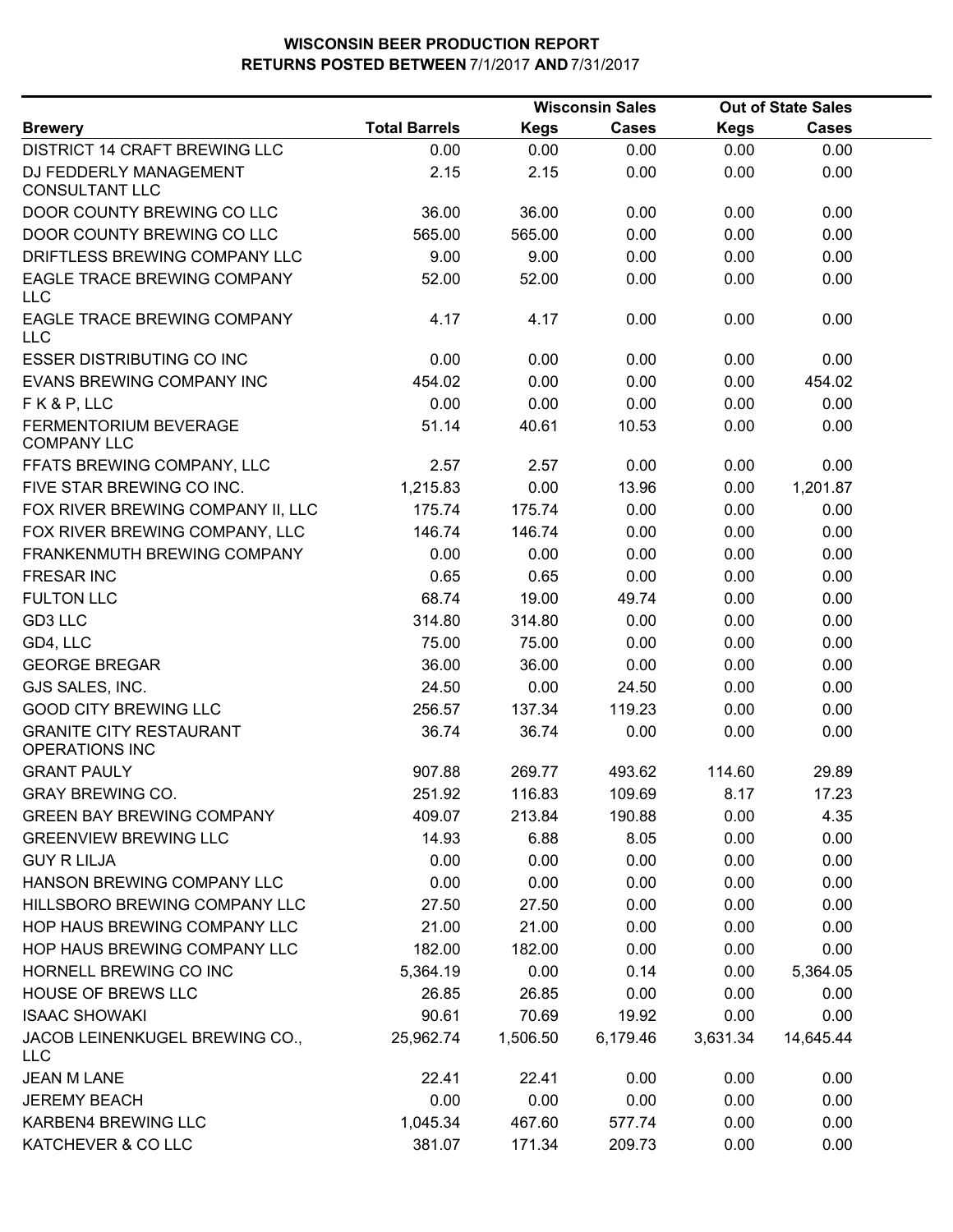# WISCONSIN BEER PRODUCTION REPORT
## RETURNS POSTED BETWEEN 7/1/2017 AND 7/31/2017

| Brewery | Total Barrels | Wisconsin Sales Kegs | Wisconsin Sales Cases | Out of State Sales Kegs | Out of State Sales Cases |
|---|---|---|---|---|---|
| DISTRICT 14 CRAFT BREWING LLC | 0.00 | 0.00 | 0.00 | 0.00 | 0.00 |
| DJ FEDDERLY MANAGEMENT CONSULTANT LLC | 2.15 | 2.15 | 0.00 | 0.00 | 0.00 |
| DOOR COUNTY BREWING CO LLC | 36.00 | 36.00 | 0.00 | 0.00 | 0.00 |
| DOOR COUNTY BREWING CO LLC | 565.00 | 565.00 | 0.00 | 0.00 | 0.00 |
| DRIFTLESS BREWING COMPANY LLC | 9.00 | 9.00 | 0.00 | 0.00 | 0.00 |
| EAGLE TRACE BREWING COMPANY LLC | 52.00 | 52.00 | 0.00 | 0.00 | 0.00 |
| EAGLE TRACE BREWING COMPANY LLC | 4.17 | 4.17 | 0.00 | 0.00 | 0.00 |
| ESSER DISTRIBUTING CO INC | 0.00 | 0.00 | 0.00 | 0.00 | 0.00 |
| EVANS BREWING COMPANY INC | 454.02 | 0.00 | 0.00 | 0.00 | 454.02 |
| F K & P, LLC | 0.00 | 0.00 | 0.00 | 0.00 | 0.00 |
| FERMENTORIUM BEVERAGE COMPANY LLC | 51.14 | 40.61 | 10.53 | 0.00 | 0.00 |
| FFATS BREWING COMPANY, LLC | 2.57 | 2.57 | 0.00 | 0.00 | 0.00 |
| FIVE STAR BREWING CO INC. | 1,215.83 | 0.00 | 13.96 | 0.00 | 1,201.87 |
| FOX RIVER BREWING COMPANY II, LLC | 175.74 | 175.74 | 0.00 | 0.00 | 0.00 |
| FOX RIVER BREWING COMPANY, LLC | 146.74 | 146.74 | 0.00 | 0.00 | 0.00 |
| FRANKENMUTH BREWING COMPANY | 0.00 | 0.00 | 0.00 | 0.00 | 0.00 |
| FRESAR INC | 0.65 | 0.65 | 0.00 | 0.00 | 0.00 |
| FULTON LLC | 68.74 | 19.00 | 49.74 | 0.00 | 0.00 |
| GD3 LLC | 314.80 | 314.80 | 0.00 | 0.00 | 0.00 |
| GD4, LLC | 75.00 | 75.00 | 0.00 | 0.00 | 0.00 |
| GEORGE BREGAR | 36.00 | 36.00 | 0.00 | 0.00 | 0.00 |
| GJS SALES, INC. | 24.50 | 0.00 | 24.50 | 0.00 | 0.00 |
| GOOD CITY BREWING LLC | 256.57 | 137.34 | 119.23 | 0.00 | 0.00 |
| GRANITE CITY RESTAURANT OPERATIONS INC | 36.74 | 36.74 | 0.00 | 0.00 | 0.00 |
| GRANT PAULY | 907.88 | 269.77 | 493.62 | 114.60 | 29.89 |
| GRAY BREWING CO. | 251.92 | 116.83 | 109.69 | 8.17 | 17.23 |
| GREEN BAY BREWING COMPANY | 409.07 | 213.84 | 190.88 | 0.00 | 4.35 |
| GREENVIEW BREWING LLC | 14.93 | 6.88 | 8.05 | 0.00 | 0.00 |
| GUY R LILJA | 0.00 | 0.00 | 0.00 | 0.00 | 0.00 |
| HANSON BREWING COMPANY LLC | 0.00 | 0.00 | 0.00 | 0.00 | 0.00 |
| HILLSBORO BREWING COMPANY LLC | 27.50 | 27.50 | 0.00 | 0.00 | 0.00 |
| HOP HAUS BREWING COMPANY LLC | 21.00 | 21.00 | 0.00 | 0.00 | 0.00 |
| HOP HAUS BREWING COMPANY LLC | 182.00 | 182.00 | 0.00 | 0.00 | 0.00 |
| HORNELL BREWING CO INC | 5,364.19 | 0.00 | 0.14 | 0.00 | 5,364.05 |
| HOUSE OF BREWS LLC | 26.85 | 26.85 | 0.00 | 0.00 | 0.00 |
| ISAAC SHOWAKI | 90.61 | 70.69 | 19.92 | 0.00 | 0.00 |
| JACOB LEINENKUGEL BREWING CO., LLC | 25,962.74 | 1,506.50 | 6,179.46 | 3,631.34 | 14,645.44 |
| JEAN M LANE | 22.41 | 22.41 | 0.00 | 0.00 | 0.00 |
| JEREMY BEACH | 0.00 | 0.00 | 0.00 | 0.00 | 0.00 |
| KARBEN4 BREWING LLC | 1,045.34 | 467.60 | 577.74 | 0.00 | 0.00 |
| KATCHEVER & CO LLC | 381.07 | 171.34 | 209.73 | 0.00 | 0.00 |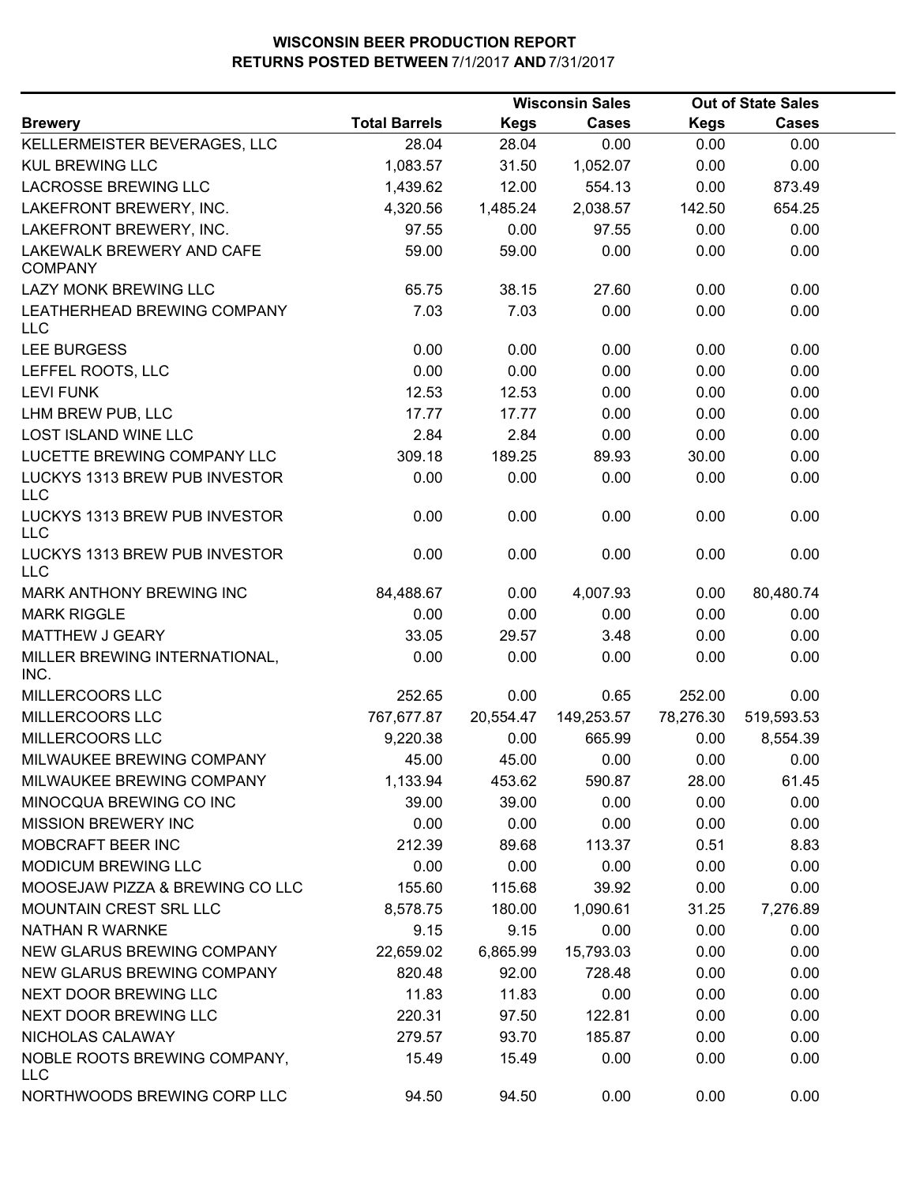**WISCONSIN BEER PRODUCTION REPORT**
**RETURNS POSTED BETWEEN 7/1/2017 AND 7/31/2017**

| | | Wisconsin Sales | | Out of State Sales | |
|---|---|---|---|---|---|
| **Brewery** | **Total Barrels** | **Kegs** | **Cases** | **Kegs** | **Cases** |
| KELLERMEISTER BEVERAGES, LLC | 28.04 | 28.04 | 0.00 | 0.00 | 0.00 |
| KUL BREWING LLC | 1,083.57 | 31.50 | 1,052.07 | 0.00 | 0.00 |
| LACROSSE BREWING LLC | 1,439.62 | 12.00 | 554.13 | 0.00 | 873.49 |
| LAKEFRONT BREWERY, INC. | 4,320.56 | 1,485.24 | 2,038.57 | 142.50 | 654.25 |
| LAKEFRONT BREWERY, INC. | 97.55 | 0.00 | 97.55 | 0.00 | 0.00 |
| LAKEWALK BREWERY AND CAFE COMPANY | 59.00 | 59.00 | 0.00 | 0.00 | 0.00 |
| LAZY MONK BREWING LLC | 65.75 | 38.15 | 27.60 | 0.00 | 0.00 |
| LEATHERHEAD BREWING COMPANY LLC | 7.03 | 7.03 | 0.00 | 0.00 | 0.00 |
| LEE BURGESS | 0.00 | 0.00 | 0.00 | 0.00 | 0.00 |
| LEFFEL ROOTS, LLC | 0.00 | 0.00 | 0.00 | 0.00 | 0.00 |
| LEVI FUNK | 12.53 | 12.53 | 0.00 | 0.00 | 0.00 |
| LHM BREW PUB, LLC | 17.77 | 17.77 | 0.00 | 0.00 | 0.00 |
| LOST ISLAND WINE LLC | 2.84 | 2.84 | 0.00 | 0.00 | 0.00 |
| LUCETTE BREWING COMPANY LLC | 309.18 | 189.25 | 89.93 | 30.00 | 0.00 |
| LUCKYS 1313 BREW PUB INVESTOR LLC | 0.00 | 0.00 | 0.00 | 0.00 | 0.00 |
| LUCKYS 1313 BREW PUB INVESTOR LLC | 0.00 | 0.00 | 0.00 | 0.00 | 0.00 |
| LUCKYS 1313 BREW PUB INVESTOR LLC | 0.00 | 0.00 | 0.00 | 0.00 | 0.00 |
| MARK ANTHONY BREWING INC | 84,488.67 | 0.00 | 4,007.93 | 0.00 | 80,480.74 |
| MARK RIGGLE | 0.00 | 0.00 | 0.00 | 0.00 | 0.00 |
| MATTHEW J GEARY | 33.05 | 29.57 | 3.48 | 0.00 | 0.00 |
| MILLER BREWING INTERNATIONAL, INC. | 0.00 | 0.00 | 0.00 | 0.00 | 0.00 |
| MILLERCOORS LLC | 252.65 | 0.00 | 0.65 | 252.00 | 0.00 |
| MILLERCOORS LLC | 767,677.87 | 20,554.47 | 149,253.57 | 78,276.30 | 519,593.53 |
| MILLERCOORS LLC | 9,220.38 | 0.00 | 665.99 | 0.00 | 8,554.39 |
| MILWAUKEE BREWING COMPANY | 45.00 | 45.00 | 0.00 | 0.00 | 0.00 |
| MILWAUKEE BREWING COMPANY | 1,133.94 | 453.62 | 590.87 | 28.00 | 61.45 |
| MINOCQUA BREWING CO INC | 39.00 | 39.00 | 0.00 | 0.00 | 0.00 |
| MISSION BREWERY INC | 0.00 | 0.00 | 0.00 | 0.00 | 0.00 |
| MOBCRAFT BEER INC | 212.39 | 89.68 | 113.37 | 0.51 | 8.83 |
| MODICUM BREWING LLC | 0.00 | 0.00 | 0.00 | 0.00 | 0.00 |
| MOOSEJAW PIZZA & BREWING CO LLC | 155.60 | 115.68 | 39.92 | 0.00 | 0.00 |
| MOUNTAIN CREST SRL LLC | 8,578.75 | 180.00 | 1,090.61 | 31.25 | 7,276.89 |
| NATHAN R WARNKE | 9.15 | 9.15 | 0.00 | 0.00 | 0.00 |
| NEW GLARUS BREWING COMPANY | 22,659.02 | 6,865.99 | 15,793.03 | 0.00 | 0.00 |
| NEW GLARUS BREWING COMPANY | 820.48 | 92.00 | 728.48 | 0.00 | 0.00 |
| NEXT DOOR BREWING LLC | 11.83 | 11.83 | 0.00 | 0.00 | 0.00 |
| NEXT DOOR BREWING LLC | 220.31 | 97.50 | 122.81 | 0.00 | 0.00 |
| NICHOLAS CALAWAY | 279.57 | 93.70 | 185.87 | 0.00 | 0.00 |
| NOBLE ROOTS BREWING COMPANY, LLC | 15.49 | 15.49 | 0.00 | 0.00 | 0.00 |
| NORTHWOODS BREWING CORP LLC | 94.50 | 94.50 | 0.00 | 0.00 | 0.00 |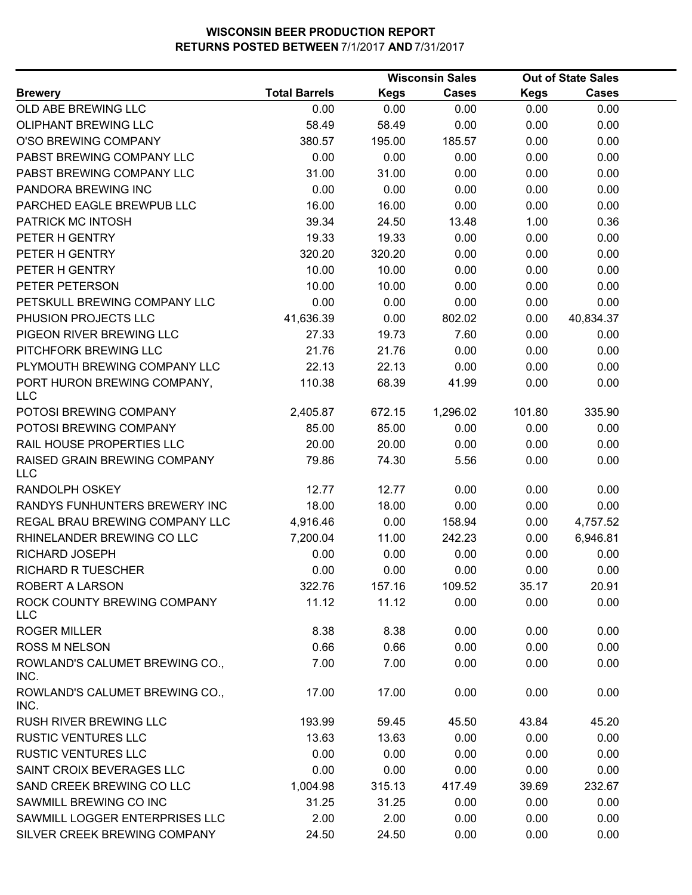# WISCONSIN BEER PRODUCTION REPORT
## RETURNS POSTED BETWEEN 7/1/2017 AND 7/31/2017

| Brewery | Total Barrels | Wisconsin Sales Kegs | Wisconsin Sales Cases | Out of State Sales Kegs | Out of State Sales Cases |
|---|---|---|---|---|---|
| OLD ABE BREWING LLC | 0.00 | 0.00 | 0.00 | 0.00 | 0.00 |
| OLIPHANT BREWING LLC | 58.49 | 58.49 | 0.00 | 0.00 | 0.00 |
| O'SO BREWING COMPANY | 380.57 | 195.00 | 185.57 | 0.00 | 0.00 |
| PABST BREWING COMPANY LLC | 0.00 | 0.00 | 0.00 | 0.00 | 0.00 |
| PABST BREWING COMPANY LLC | 31.00 | 31.00 | 0.00 | 0.00 | 0.00 |
| PANDORA BREWING INC | 0.00 | 0.00 | 0.00 | 0.00 | 0.00 |
| PARCHED EAGLE BREWPUB LLC | 16.00 | 16.00 | 0.00 | 0.00 | 0.00 |
| PATRICK MC INTOSH | 39.34 | 24.50 | 13.48 | 1.00 | 0.36 |
| PETER H GENTRY | 19.33 | 19.33 | 0.00 | 0.00 | 0.00 |
| PETER H GENTRY | 320.20 | 320.20 | 0.00 | 0.00 | 0.00 |
| PETER H GENTRY | 10.00 | 10.00 | 0.00 | 0.00 | 0.00 |
| PETER PETERSON | 10.00 | 10.00 | 0.00 | 0.00 | 0.00 |
| PETSKULL BREWING COMPANY LLC | 0.00 | 0.00 | 0.00 | 0.00 | 0.00 |
| PHUSION PROJECTS LLC | 41,636.39 | 0.00 | 802.02 | 0.00 | 40,834.37 |
| PIGEON RIVER BREWING LLC | 27.33 | 19.73 | 7.60 | 0.00 | 0.00 |
| PITCHFORK BREWING LLC | 21.76 | 21.76 | 0.00 | 0.00 | 0.00 |
| PLYMOUTH BREWING COMPANY LLC | 22.13 | 22.13 | 0.00 | 0.00 | 0.00 |
| PORT HURON BREWING COMPANY, LLC | 110.38 | 68.39 | 41.99 | 0.00 | 0.00 |
| POTOSI BREWING COMPANY | 2,405.87 | 672.15 | 1,296.02 | 101.80 | 335.90 |
| POTOSI BREWING COMPANY | 85.00 | 85.00 | 0.00 | 0.00 | 0.00 |
| RAIL HOUSE PROPERTIES LLC | 20.00 | 20.00 | 0.00 | 0.00 | 0.00 |
| RAISED GRAIN BREWING COMPANY LLC | 79.86 | 74.30 | 5.56 | 0.00 | 0.00 |
| RANDOLPH OSKEY | 12.77 | 12.77 | 0.00 | 0.00 | 0.00 |
| RANDYS FUNHUNTERS BREWERY INC | 18.00 | 18.00 | 0.00 | 0.00 | 0.00 |
| REGAL BRAU BREWING COMPANY LLC | 4,916.46 | 0.00 | 158.94 | 0.00 | 4,757.52 |
| RHINELANDER BREWING CO LLC | 7,200.04 | 11.00 | 242.23 | 0.00 | 6,946.81 |
| RICHARD JOSEPH | 0.00 | 0.00 | 0.00 | 0.00 | 0.00 |
| RICHARD R TUESCHER | 0.00 | 0.00 | 0.00 | 0.00 | 0.00 |
| ROBERT A LARSON | 322.76 | 157.16 | 109.52 | 35.17 | 20.91 |
| ROCK COUNTY BREWING COMPANY LLC | 11.12 | 11.12 | 0.00 | 0.00 | 0.00 |
| ROGER MILLER | 8.38 | 8.38 | 0.00 | 0.00 | 0.00 |
| ROSS M NELSON | 0.66 | 0.66 | 0.00 | 0.00 | 0.00 |
| ROWLAND'S CALUMET BREWING CO., INC. | 7.00 | 7.00 | 0.00 | 0.00 | 0.00 |
| ROWLAND'S CALUMET BREWING CO., INC. | 17.00 | 17.00 | 0.00 | 0.00 | 0.00 |
| RUSH RIVER BREWING LLC | 193.99 | 59.45 | 45.50 | 43.84 | 45.20 |
| RUSTIC VENTURES LLC | 13.63 | 13.63 | 0.00 | 0.00 | 0.00 |
| RUSTIC VENTURES LLC | 0.00 | 0.00 | 0.00 | 0.00 | 0.00 |
| SAINT CROIX BEVERAGES LLC | 0.00 | 0.00 | 0.00 | 0.00 | 0.00 |
| SAND CREEK BREWING CO LLC | 1,004.98 | 315.13 | 417.49 | 39.69 | 232.67 |
| SAWMILL BREWING CO INC | 31.25 | 31.25 | 0.00 | 0.00 | 0.00 |
| SAWMILL LOGGER ENTERPRISES LLC | 2.00 | 2.00 | 0.00 | 0.00 | 0.00 |
| SILVER CREEK BREWING COMPANY | 24.50 | 24.50 | 0.00 | 0.00 | 0.00 |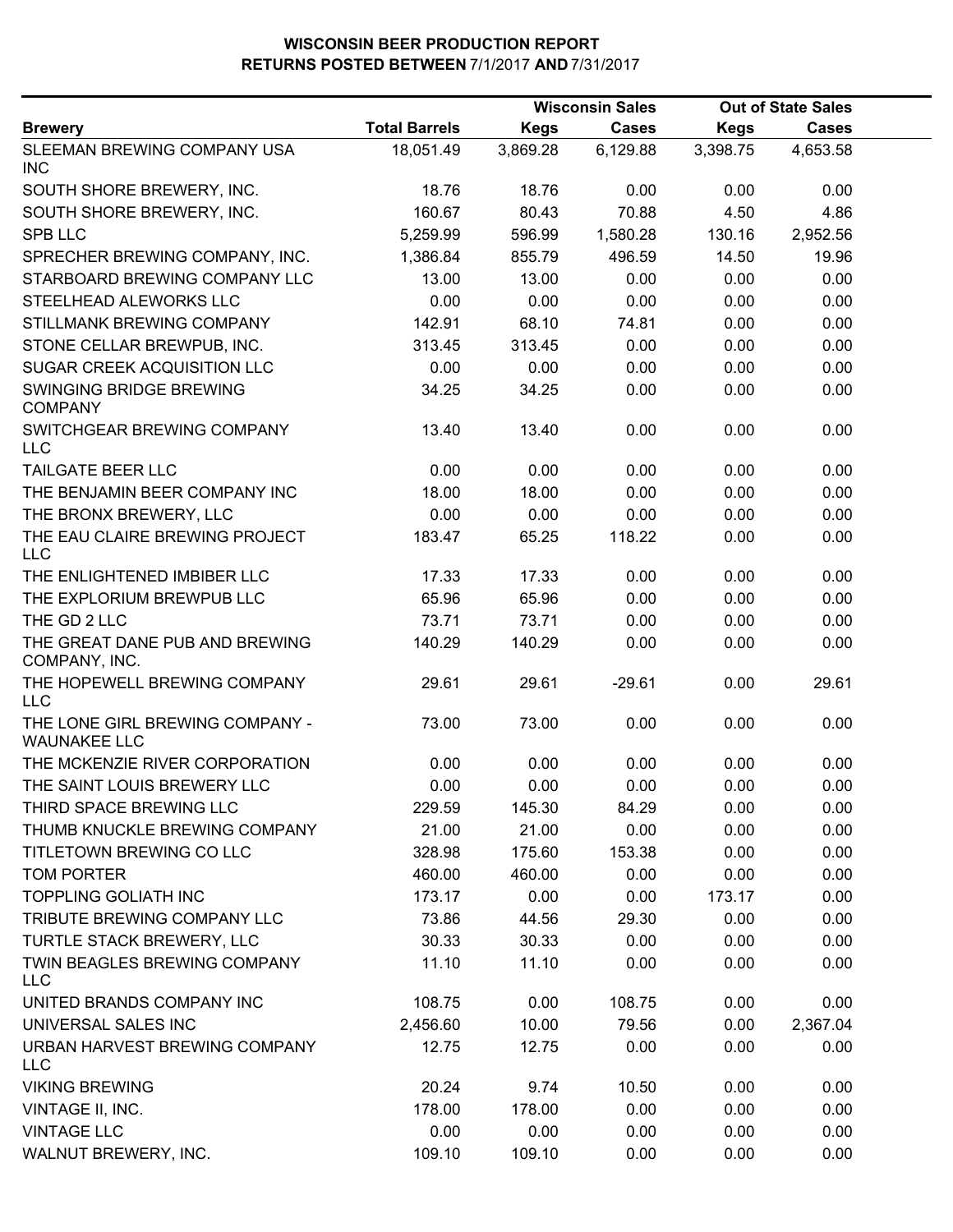# WISCONSIN BEER PRODUCTION REPORT
## RETURNS POSTED BETWEEN 7/1/2017 AND 7/31/2017

| | | Wisconsin Sales | | Out of State Sales | |
|---|---|---|---|---|---|
| Brewery | Total Barrels | Kegs | Cases | Kegs | Cases |
| SLEEMAN BREWING COMPANY USA INC | 18,051.49 | 3,869.28 | 6,129.88 | 3,398.75 | 4,653.58 |
| SOUTH SHORE BREWERY, INC. | 18.76 | 18.76 | 0.00 | 0.00 | 0.00 |
| SOUTH SHORE BREWERY, INC. | 160.67 | 80.43 | 70.88 | 4.50 | 4.86 |
| SPB LLC | 5,259.99 | 596.99 | 1,580.28 | 130.16 | 2,952.56 |
| SPRECHER BREWING COMPANY, INC. | 1,386.84 | 855.79 | 496.59 | 14.50 | 19.96 |
| STARBOARD BREWING COMPANY LLC | 13.00 | 13.00 | 0.00 | 0.00 | 0.00 |
| STEELHEAD ALEWORKS LLC | 0.00 | 0.00 | 0.00 | 0.00 | 0.00 |
| STILLMANK BREWING COMPANY | 142.91 | 68.10 | 74.81 | 0.00 | 0.00 |
| STONE CELLAR BREWPUB, INC. | 313.45 | 313.45 | 0.00 | 0.00 | 0.00 |
| SUGAR CREEK ACQUISITION LLC | 0.00 | 0.00 | 0.00 | 0.00 | 0.00 |
| SWINGING BRIDGE BREWING COMPANY | 34.25 | 34.25 | 0.00 | 0.00 | 0.00 |
| SWITCHGEAR BREWING COMPANY LLC | 13.40 | 13.40 | 0.00 | 0.00 | 0.00 |
| TAILGATE BEER LLC | 0.00 | 0.00 | 0.00 | 0.00 | 0.00 |
| THE BENJAMIN BEER COMPANY INC | 18.00 | 18.00 | 0.00 | 0.00 | 0.00 |
| THE BRONX BREWERY, LLC | 0.00 | 0.00 | 0.00 | 0.00 | 0.00 |
| THE EAU CLAIRE BREWING PROJECT LLC | 183.47 | 65.25 | 118.22 | 0.00 | 0.00 |
| THE ENLIGHTENED IMBIBER LLC | 17.33 | 17.33 | 0.00 | 0.00 | 0.00 |
| THE EXPLORIUM BREWPUB LLC | 65.96 | 65.96 | 0.00 | 0.00 | 0.00 |
| THE GD 2 LLC | 73.71 | 73.71 | 0.00 | 0.00 | 0.00 |
| THE GREAT DANE PUB AND BREWING COMPANY, INC. | 140.29 | 140.29 | 0.00 | 0.00 | 0.00 |
| THE HOPEWELL BREWING COMPANY LLC | 29.61 | 29.61 | -29.61 | 0.00 | 29.61 |
| THE LONE GIRL BREWING COMPANY - WAUNAKEE LLC | 73.00 | 73.00 | 0.00 | 0.00 | 0.00 |
| THE MCKENZIE RIVER CORPORATION | 0.00 | 0.00 | 0.00 | 0.00 | 0.00 |
| THE SAINT LOUIS BREWERY LLC | 0.00 | 0.00 | 0.00 | 0.00 | 0.00 |
| THIRD SPACE BREWING LLC | 229.59 | 145.30 | 84.29 | 0.00 | 0.00 |
| THUMB KNUCKLE BREWING COMPANY | 21.00 | 21.00 | 0.00 | 0.00 | 0.00 |
| TITLETOWN BREWING CO LLC | 328.98 | 175.60 | 153.38 | 0.00 | 0.00 |
| TOM PORTER | 460.00 | 460.00 | 0.00 | 0.00 | 0.00 |
| TOPPLING GOLIATH INC | 173.17 | 0.00 | 0.00 | 173.17 | 0.00 |
| TRIBUTE BREWING COMPANY LLC | 73.86 | 44.56 | 29.30 | 0.00 | 0.00 |
| TURTLE STACK BREWERY, LLC | 30.33 | 30.33 | 0.00 | 0.00 | 0.00 |
| TWIN BEAGLES BREWING COMPANY LLC | 11.10 | 11.10 | 0.00 | 0.00 | 0.00 |
| UNITED BRANDS COMPANY INC | 108.75 | 0.00 | 108.75 | 0.00 | 0.00 |
| UNIVERSAL SALES INC | 2,456.60 | 10.00 | 79.56 | 0.00 | 2,367.04 |
| URBAN HARVEST BREWING COMPANY LLC | 12.75 | 12.75 | 0.00 | 0.00 | 0.00 |
| VIKING BREWING | 20.24 | 9.74 | 10.50 | 0.00 | 0.00 |
| VINTAGE II, INC. | 178.00 | 178.00 | 0.00 | 0.00 | 0.00 |
| VINTAGE LLC | 0.00 | 0.00 | 0.00 | 0.00 | 0.00 |
| WALNUT BREWERY, INC. | 109.10 | 109.10 | 0.00 | 0.00 | 0.00 |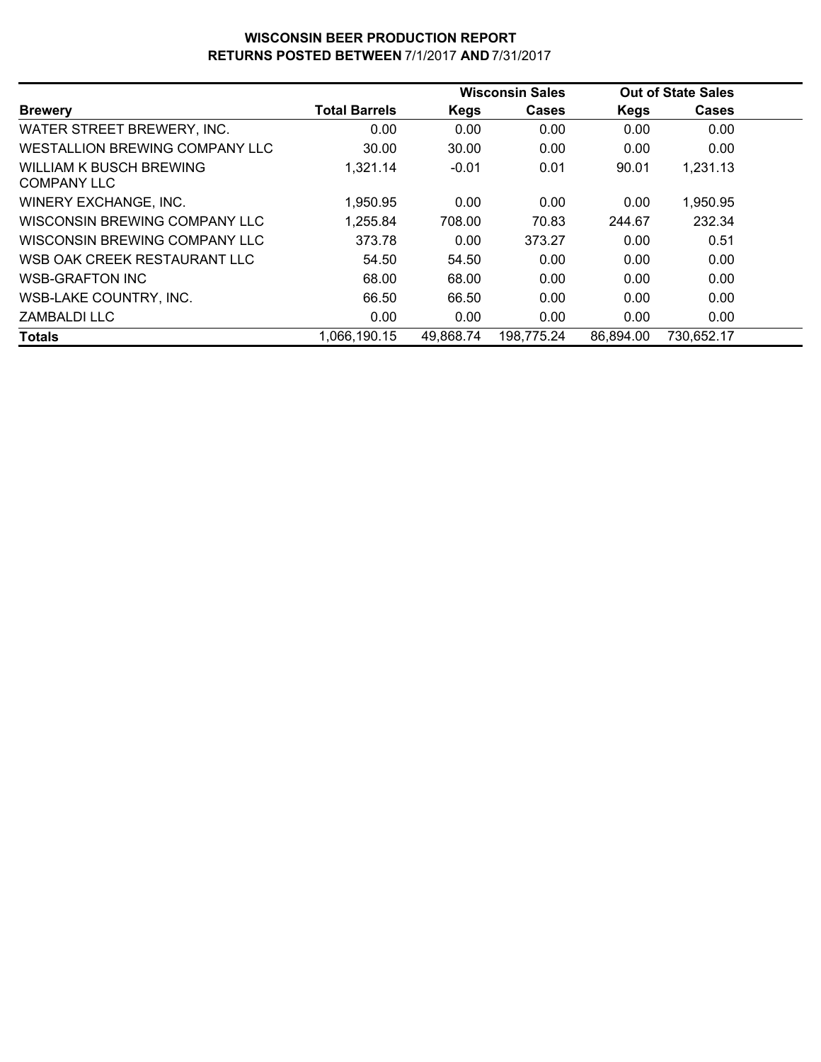**WISCONSIN BEER PRODUCTION REPORT**
**RETURNS POSTED BETWEEN** 7/1/2017 **AND** 7/31/2017

| | | Wisconsin Sales | | Out of State Sales | |
|---|---|---|---|---|---|
| **Brewery** | **Total Barrels** | **Kegs** | **Cases** | **Kegs** | **Cases** |
| WATER STREET BREWERY, INC. | 0.00 | 0.00 | 0.00 | 0.00 | 0.00 |
| WESTALLION BREWING COMPANY LLC | 30.00 | 30.00 | 0.00 | 0.00 | 0.00 |
| WILLIAM K BUSCH BREWING COMPANY LLC | 1,321.14 | -0.01 | 0.01 | 90.01 | 1,231.13 |
| WINERY EXCHANGE, INC. | 1,950.95 | 0.00 | 0.00 | 0.00 | 1,950.95 |
| WISCONSIN BREWING COMPANY LLC | 1,255.84 | 708.00 | 70.83 | 244.67 | 232.34 |
| WISCONSIN BREWING COMPANY LLC | 373.78 | 0.00 | 373.27 | 0.00 | 0.51 |
| WSB OAK CREEK RESTAURANT LLC | 54.50 | 54.50 | 0.00 | 0.00 | 0.00 |
| WSB-GRAFTON INC | 68.00 | 68.00 | 0.00 | 0.00 | 0.00 |
| WSB-LAKE COUNTRY, INC. | 66.50 | 66.50 | 0.00 | 0.00 | 0.00 |
| ZAMBALDI LLC | 0.00 | 0.00 | 0.00 | 0.00 | 0.00 |
| **Totals** | 1,066,190.15 | 49,868.74 | 198,775.24 | 86,894.00 | 730,652.17 |